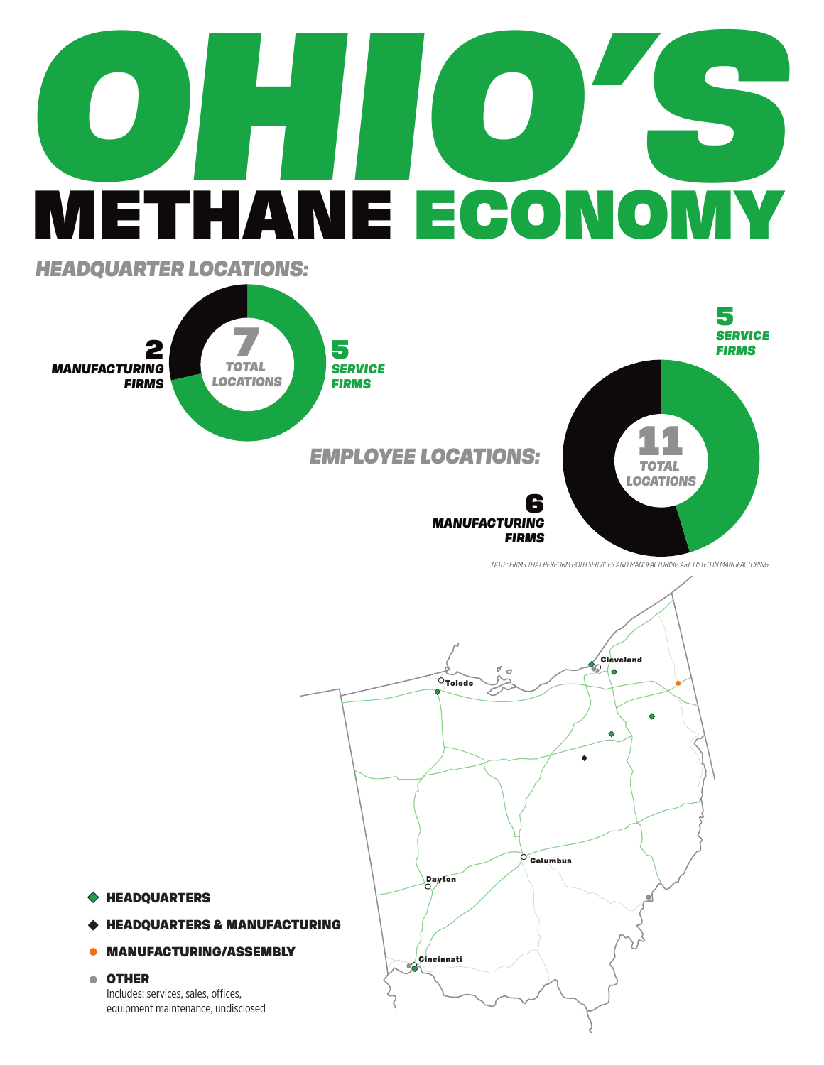# OHIO'S METHANE ECONOMY

## HEADQUARTER LOCATIONS:

**7** TOTAL LOCATIONS

- **2** MANUFACTURING FIRMS
- **5** SERVICE FIRMS

## EMPLOYEE LOCATIONS:

**11** TOTAL LOCATIONS

- **5** SERVICE FIRMS
- **6** MANUFACTURING FIRMS

*NOTE: FIRMS THAT PERFORM BOTH SERVICES AND MANUFACTURING ARE LISTED IN MANUFACTURING.*

Cleveland

Toledo

Columbus

Dayton

Cincinnati

- HEADQUARTERS
- HEADQUARTERS & MANUFACTURING
- MANUFACTURING/ASSEMBLY
- OTHER
  Includes: services, sales, offices, equipment maintenance, undisclosed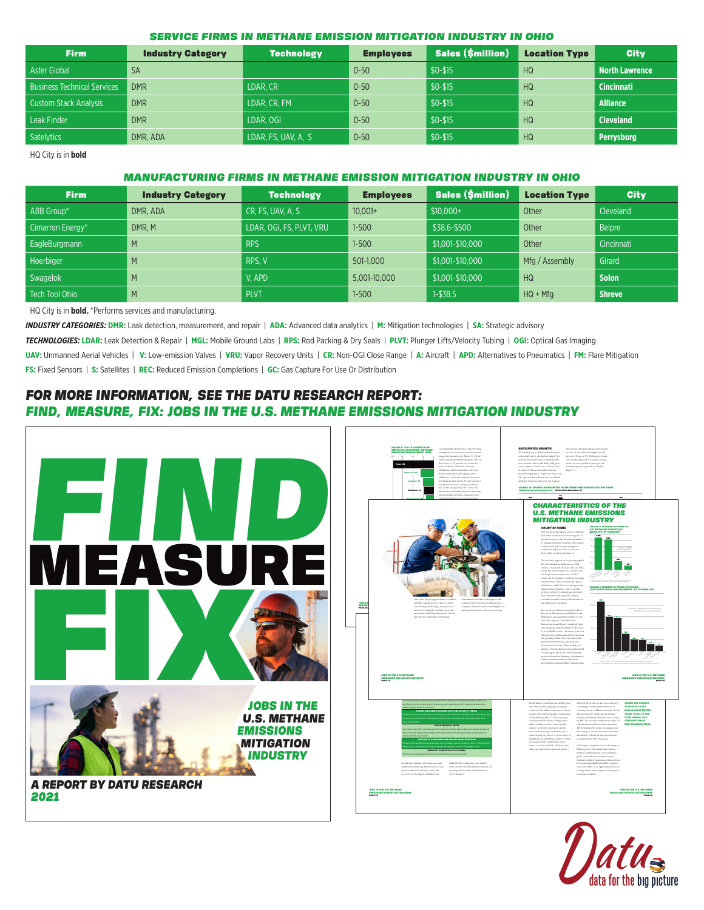## SERVICE FIRMS IN METHANE EMISSION MITIGATION INDUSTRY IN OHIO

| Firm | Industry Category | Technology | Employees | Sales ($million) | Location Type | City |
|---|---|---|---|---|---|---|
| Aster Global | SA | | 0-50 | $0-$15 | HQ | **North Lawrence** |
| Business Technical Services | DMR | LDAR, CR | 0-50 | $0-$15 | HQ | **Cincinnati** |
| Custom Stack Analysis | DMR | LDAR, CR, FM | 0-50 | $0-$15 | HQ | **Alliance** |
| Leak Finder | DMR | LDAR, OGI | 0-50 | $0-$15 | HQ | **Cleveland** |
| Satelytics | DMR, ADA | LDAR, FS, UAV, A, S | 0-50 | $0-$15 | HQ | **Perrysburg** |

HQ City is in **bold**

## MANUFACTURING FIRMS IN METHANE EMISSION MITIGATION INDUSTRY IN OHIO

| Firm | Industry Category | Technology | Employees | Sales ($million) | Location Type | City |
|---|---|---|---|---|---|---|
| ABB Group* | DMR, ADA | CR, FS, UAV, A, S | 10,001+ | $10,000+ | Other | Cleveland |
| Cimarron Energy* | DMR, M | LDAR, OGI, FS, PLVT, VRU | 1-500 | $38.6-$500 | Other | Belpre |
| EagleBurgmann | M | RPS | 1-500 | $1,001-$10,000 | Other | Cincinnati |
| Hoerbiger | M | RPS, V | 501-1,000 | $1,001-$10,000 | Mfg / Assembly | Girard |
| Swagelok | M | V, APD | 5,001-10,000 | $1,001-$10,000 | HQ | **Solon** |
| Tech Tool Ohio | M | PLVT | 1-500 | 1-$38.5 | HQ + Mfg | **Shreve** |

HQ City is in **bold.** *Performs services and manufacturing.

***INDUSTRY CATEGORIES:*** **DMR:** Leak detection, measurement, and repair | **ADA:** Advanced data analytics | **M:** Mitigation technologies | **SA:** Strategic advisory

***TECHNOLOGIES:*** **LDAR:** Leak Detection & Repair | **MGL:** Mobile Ground Labs | **RPS:** Rod Packing & Dry Seals | **PLVT:** Plunger Lifts/Velocity Tubing | **OGI:** Optical Gas Imaging | **UAV:** Unmanned Aerial Vehicles | **V:** Low-emission Valves | **VRU:** Vapor Recovery Units | **CR:** Non-OGI Close Range | **A:** Aircraft | **APD:** Alternatives to Pneumatics | **FM:** Flare Mitigation | **FS:** Fixed Sensors | **S:** Satellites | **REC:** Reduced Emission Completions | **GC:** Gas Capture For Use Or Distribution

## FOR MORE INFORMATION, SEE THE DATU RESEARCH REPORT: *FIND, MEASURE, FIX: JOBS IN THE U.S. METHANE EMISSIONS MITIGATION INDUSTRY*

FIND MEASURE FIX

JOBS IN THE U.S. METHANE EMISSIONS MITIGATION INDUSTRY

A REPORT BY DATU RESEARCH 2021

Datu data for the big picture